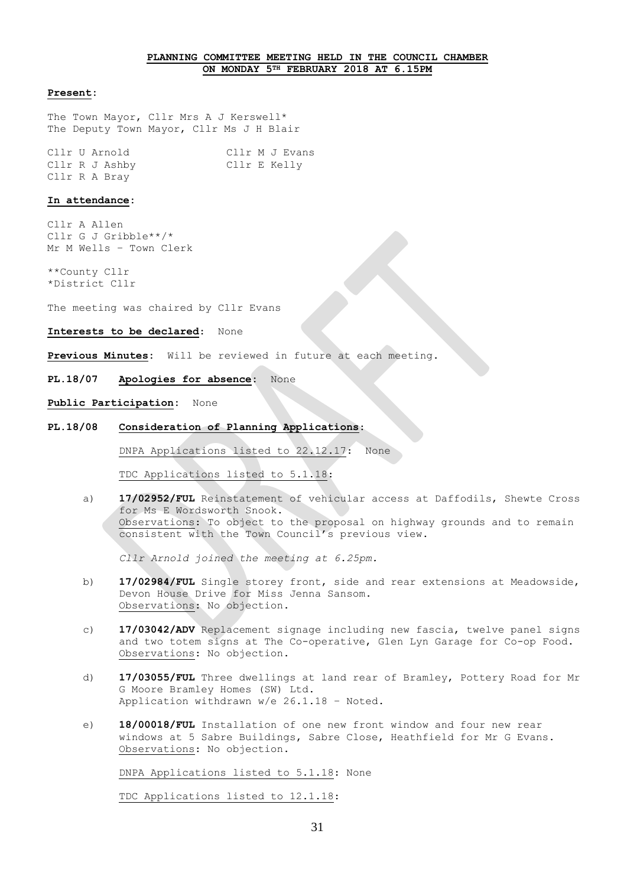# PLANNING COMMITTEE MEETING HELD IN THE COUNCIL CHAMBER ON MONDAY 5TH FEBRUARY 2018 AT 6.15PM

**Present:**

The Town Mayor, Cllr Mrs A J Kerswell*
The Deputy Town Mayor, Cllr Ms J H Blair

Cllr U Arnold
Cllr R J Ashby
Cllr R A Bray
Cllr M J Evans
Cllr E Kelly

**In attendance:**

Cllr A Allen
Cllr G J Gribble**/*
Mr M Wells – Town Clerk

**County Cllr
*District Cllr

The meeting was chaired by Cllr Evans

**Interests to be declared:** None

**Previous Minutes:** Will be reviewed in future at each meeting.

**PL.18/07 Apologies for absence:** None

**Public Participation:** None

**PL.18/08 Consideration of Planning Applications:**

DNPA Applications listed to 22.12.17: None

TDC Applications listed to 5.1.18:

a) **17/02952/FUL** Reinstatement of vehicular access at Daffodils, Shewte Cross for Ms E Wordsworth Snook.
Observations: To object to the proposal on highway grounds and to remain consistent with the Town Council's previous view.

*Cllr Arnold joined the meeting at 6.25pm.*

b) **17/02984/FUL** Single storey front, side and rear extensions at Meadowside, Devon House Drive for Miss Jenna Sansom.
Observations: No objection.

c) **17/03042/ADV** Replacement signage including new fascia, twelve panel signs and two totem signs at The Co-operative, Glen Lyn Garage for Co-op Food.
Observations: No objection.

d) **17/03055/FUL** Three dwellings at land rear of Bramley, Pottery Road for Mr G Moore Bramley Homes (SW) Ltd.
Application withdrawn w/e 26.1.18 – Noted.

e) **18/00018/FUL** Installation of one new front window and four new rear windows at 5 Sabre Buildings, Sabre Close, Heathfield for Mr G Evans.
Observations: No objection.

DNPA Applications listed to 5.1.18: None

TDC Applications listed to 12.1.18: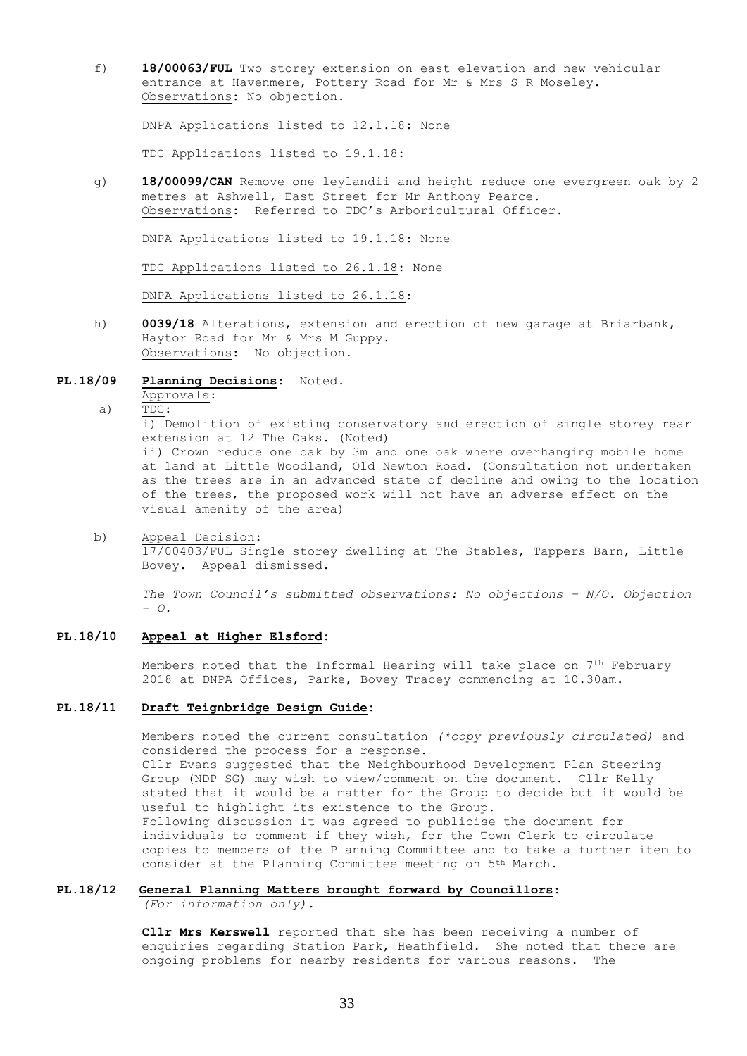f) **18/00063/FUL** Two storey extension on east elevation and new vehicular entrance at Havenmere, Pottery Road for Mr & Mrs S R Moseley.
Observations: No objection.

DNPA Applications listed to 12.1.18: None

TDC Applications listed to 19.1.18:

g) **18/00099/CAN** Remove one leylandii and height reduce one evergreen oak by 2 metres at Ashwell, East Street for Mr Anthony Pearce.
Observations: Referred to TDC's Arboricultural Officer.

DNPA Applications listed to 19.1.18: None

TDC Applications listed to 26.1.18: None

DNPA Applications listed to 26.1.18:

h) **0039/18** Alterations, extension and erection of new garage at Briarbank, Haytor Road for Mr & Mrs M Guppy.
Observations: No objection.

**PL.18/09 Planning Decisions:** Noted.

Approvals:

a) TDC:

i) Demolition of existing conservatory and erection of single storey rear extension at 12 The Oaks. (Noted)

ii) Crown reduce one oak by 3m and one oak where overhanging mobile home at land at Little Woodland, Old Newton Road. (Consultation not undertaken as the trees are in an advanced state of decline and owing to the location of the trees, the proposed work will not have an adverse effect on the visual amenity of the area)

b) Appeal Decision:

17/00403/FUL Single storey dwelling at The Stables, Tappers Barn, Little Bovey. Appeal dismissed.

*The Town Council's submitted observations: No objections – N/O. Objection – O.*

**PL.18/10 Appeal at Higher Elsford:**

Members noted that the Informal Hearing will take place on 7th February 2018 at DNPA Offices, Parke, Bovey Tracey commencing at 10.30am.

**PL.18/11 Draft Teignbridge Design Guide:**

Members noted the current consultation *(\*copy previously circulated)* and considered the process for a response.
Cllr Evans suggested that the Neighbourhood Development Plan Steering Group (NDP SG) may wish to view/comment on the document. Cllr Kelly stated that it would be a matter for the Group to decide but it would be useful to highlight its existence to the Group.
Following discussion it was agreed to publicise the document for individuals to comment if they wish, for the Town Clerk to circulate copies to members of the Planning Committee and to take a further item to consider at the Planning Committee meeting on 5th March.

**PL.18/12 General Planning Matters brought forward by Councillors:**
*(For information only).*

**Cllr Mrs Kerswell** reported that she has been receiving a number of enquiries regarding Station Park, Heathfield. She noted that there are ongoing problems for nearby residents for various reasons. The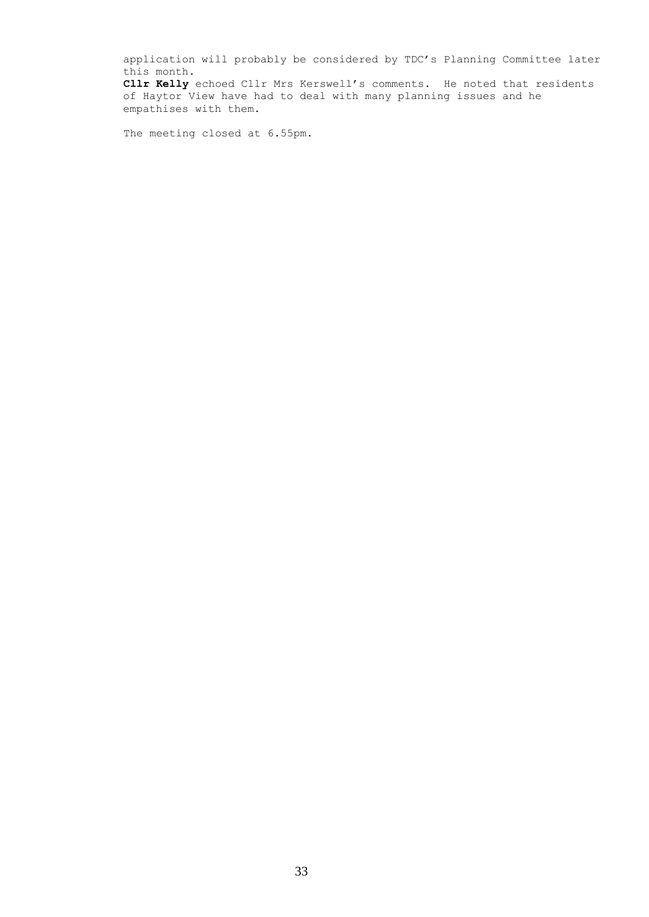application will probably be considered by TDC's Planning Committee later this month.

**Cllr Kelly** echoed Cllr Mrs Kerswell's comments. He noted that residents of Haytor View have had to deal with many planning issues and he empathises with them.

The meeting closed at 6.55pm.